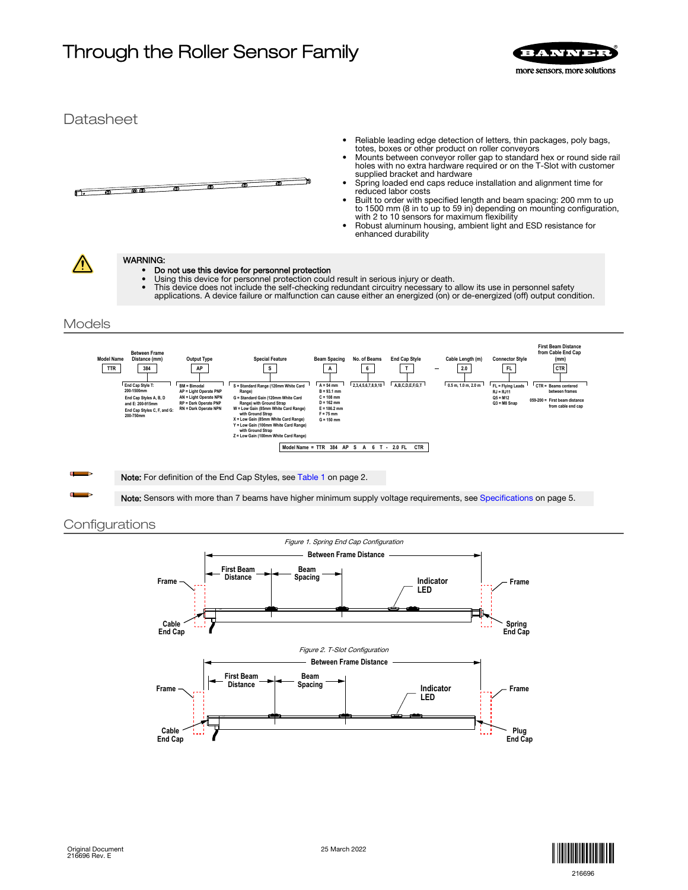# Through the Roller Sensor Family

## Datasheet

- Reliable leading edge detection of letters, thin packages, poly bags, totes, boxes or other product on roller conveyors
- Mounts between conveyor roller gap to standard hex or round side rail holes with no extra hardware required or on the T-Slot with customer supplied bracket and hardware
- Spring loaded end caps reduce installation and alignment time for reduced labor costs
- Built to order with specified length and beam spacing: 200 mm to up to 1500 mm (8 in to up to 59 in) depending on mounting configuration, with 2 to 10 sensors for maximum flexibility
- Robust aluminum housing, ambient light and ESD resistance for enhanced durability

**WARNING:**
- **Do not use this device for personnel protection**
- Using this device for personnel protection could result in serious injury or death.
- This device does not include the self-checking redundant circuitry necessary to allow its use in personnel safety applications. A device failure or malfunction can cause either an energized (on) or de-energized (off) output condition.

## Models

| Model Name | Between Frame Distance (mm) | Output Type | Special Feature | Beam Spacing | No. of Beams | End Cap Style | – | Cable Length (m) | Connector Style | First Beam Distance from Cable End Cap (mm) |
|---|---|---|---|---|---|---|---|---|---|---|
| TTR | 384 | AP | S | A | 6 | T | – | 2.0 | FL | CTR |
| | End Cap Style T: 200-1500mm<br>End Cap Styles A, B, D and E: 200-915mm<br>End Cap Styles C, F, and G: 200-750mm | BM = Bimodal<br>AP = Light Operate PNP<br>AN = Light Operate NPN<br>RP = Dark Operate PNP<br>RN = Dark Operate NPN | S = Standard Range (120mm White Card Range)<br>G = Standard Gain (120mm White Card Range) with Ground Strap<br>W = Low Gain (85mm White Card Range) with Ground Strap<br>X = Low Gain (85mm White Card Range)<br>Y = Low Gain (100mm White Card Range) with Ground Strap<br>Z = Low Gain (100mm White Card Range) | A = 54 mm<br>B = 93.1 mm<br>C = 108 mm<br>D = 162 mm<br>E = 186.2 mm<br>F = 75 mm<br>G = 150 mm | 2,3,4,5,6,7,8,9,10 | A,B,C,D,E,F,G,T | | 0.5 m, 1.0 m, 2.0 m | FL = Flying Leads<br>RJ = RJ11<br>Q5 = M12<br>Q3 = M8 Snap | CTR = Beams centered between frames<br>059-200 = First beam distance from cable end cap |

Model Name = TTR 384 AP S A 6 T - 2.0 FL CTR

**Note:** For definition of the End Cap Styles, see Table 1 on page 2.

**Note:** Sensors with more than 7 beams have higher minimum supply voltage requirements, see Specifications on page 5.

## Configurations

*Figure 1. Spring End Cap Configuration*

*Figure 2. T-Slot Configuration*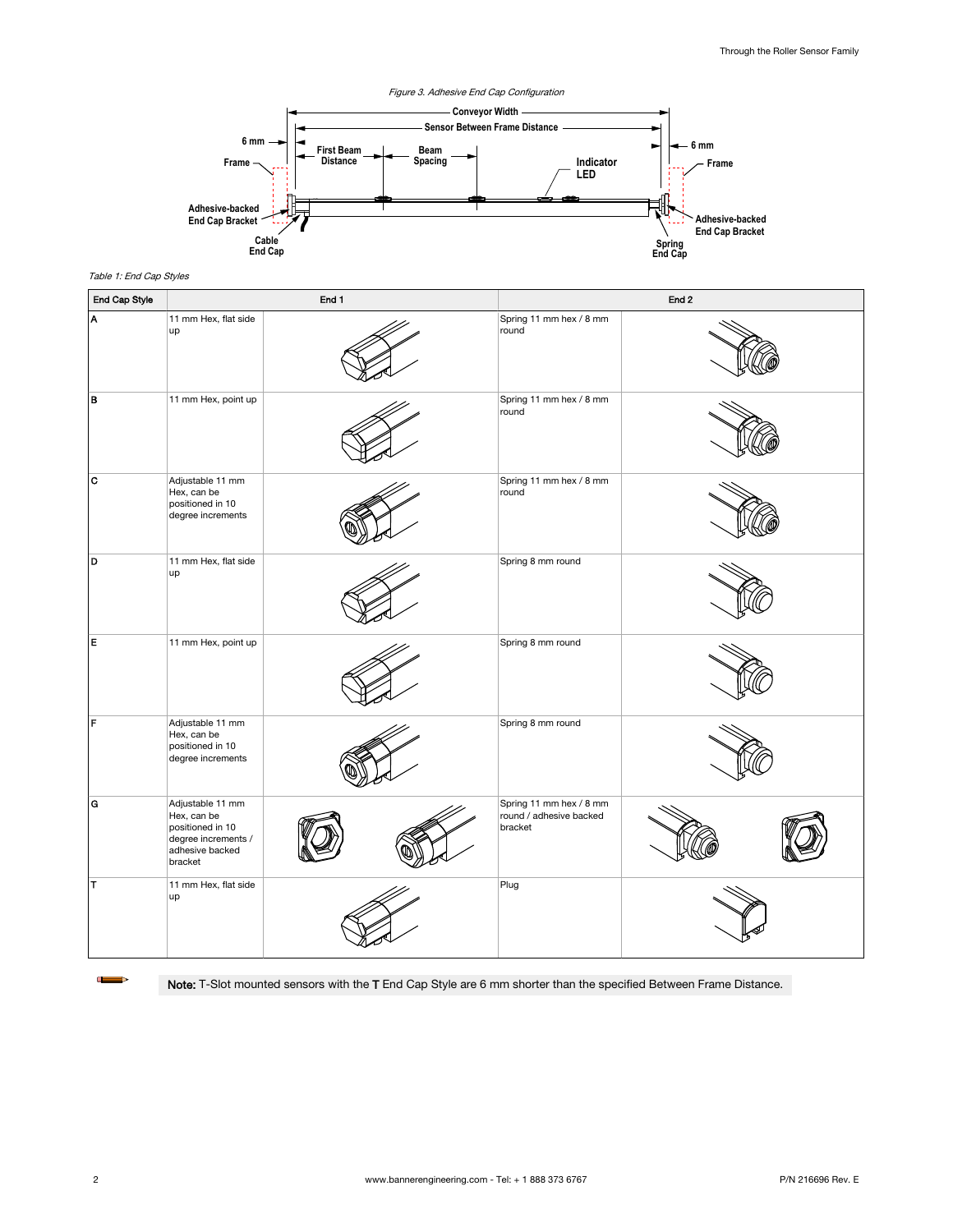*Figure 3. Adhesive End Cap Configuration*

*Table 1: End Cap Styles*

| End Cap Style | End 1 | End 2 |
|---|---|---|
| A | 11 mm Hex, flat side up | Spring 11 mm hex / 8 mm round |
| B | 11 mm Hex, point up | Spring 11 mm hex / 8 mm round |
| C | Adjustable 11 mm Hex, can be positioned in 10 degree increments | Spring 11 mm hex / 8 mm round |
| D | 11 mm Hex, flat side up | Spring 8 mm round |
| E | 11 mm Hex, point up | Spring 8 mm round |
| F | Adjustable 11 mm Hex, can be positioned in 10 degree increments | Spring 8 mm round |
| G | Adjustable 11 mm Hex, can be positioned in 10 degree increments / adhesive backed bracket | Spring 11 mm hex / 8 mm round / adhesive backed bracket |
| T | 11 mm Hex, flat side up | Plug |

**Note:** T-Slot mounted sensors with the **T** End Cap Style are 6 mm shorter than the specified Between Frame Distance.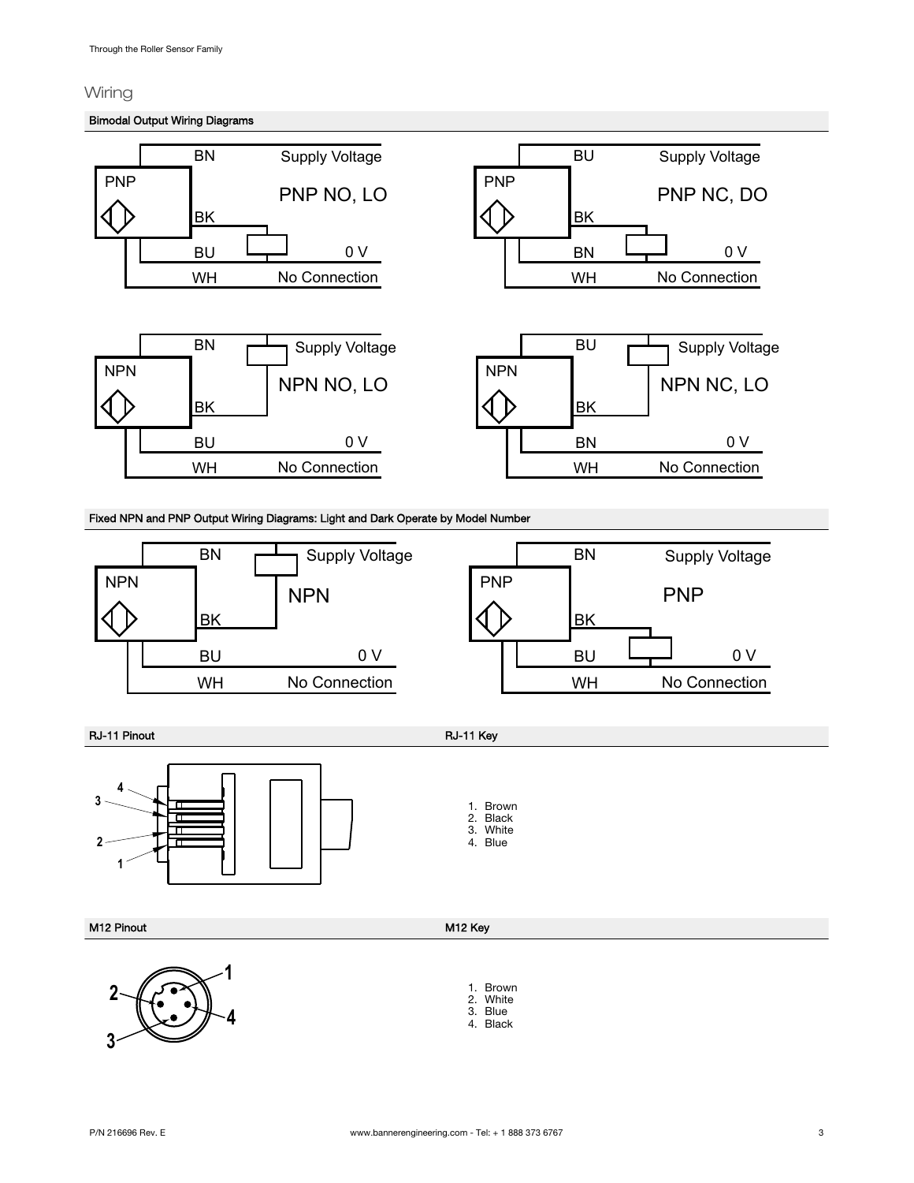## Wiring

### Bimodal Output Wiring Diagrams

PNP NO, LO

- BN — Supply Voltage
- BK — (load)
- BU — 0 V
- WH — No Connection

PNP NC, DO

- BU — Supply Voltage
- BK — (load)
- BN — 0 V
- WH — No Connection

NPN NO, LO

- BN — Supply Voltage
- BK — (load)
- BU — 0 V
- WH — No Connection

NPN NC, LO

- BU — Supply Voltage
- BK — (load)
- BN — 0 V
- WH — No Connection

### Fixed NPN and PNP Output Wiring Diagrams: Light and Dark Operate by Model Number

NPN

- BN — Supply Voltage
- BK — (load)
- BU — 0 V
- WH — No Connection

PNP

- BN — Supply Voltage
- BK — (load)
- BU — 0 V
- WH — No Connection

### RJ-11 Pinout

### RJ-11 Key

1. Brown
2. Black
3. White
4. Blue

### M12 Pinout

### M12 Key

1. Brown
2. White
3. Blue
4. Black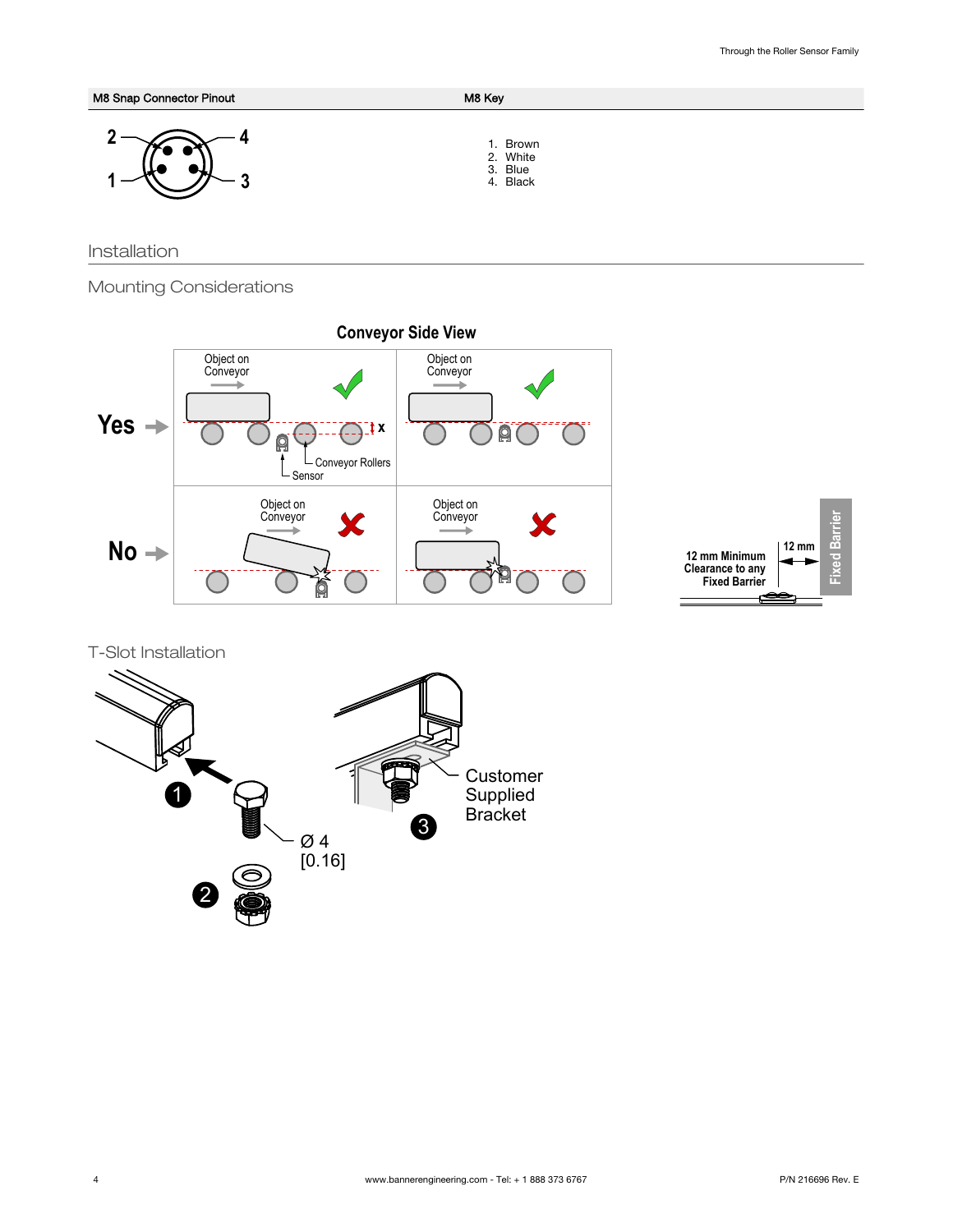| M8 Snap Connector Pinout | M8 Key |
| --- | --- |
| | 1. Brown<br>2. White<br>3. Blue<br>4. Black |

## Installation

### Mounting Considerations

**Conveyor Side View**

Yes → Object on Conveyor; Conveyor Rollers; Sensor; x

No → Object on Conveyor

12 mm Minimum Clearance to any Fixed Barrier

12 mm

Fixed Barrier

### T-Slot Installation

1

2

3

Ø 4 [0.16]

Customer Supplied Bracket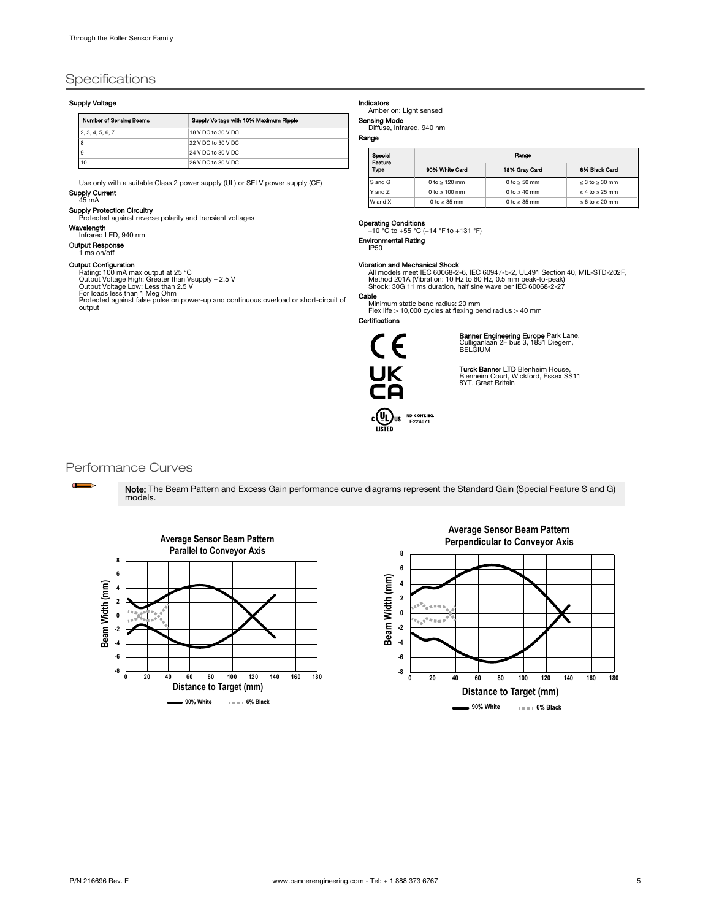# Specifications

### Supply Voltage

| Number of Sensing Beams | Supply Voltage with 10% Maximum Ripple |
|---|---|
| 2, 3, 4, 5, 6, 7 | 18 V DC to 30 V DC |
| 8 | 22 V DC to 30 V DC |
| 9 | 24 V DC to 30 V DC |
| 10 | 26 V DC to 30 V DC |

Use only with a suitable Class 2 power supply (UL) or SELV power supply (CE)

**Supply Current**
45 mA

**Supply Protection Circuitry**
Protected against reverse polarity and transient voltages

**Wavelength**
Infrared LED, 940 nm

**Output Response**
1 ms on/off

**Output Configuration**
Rating: 100 mA max output at 25 °C
Output Voltage High: Greater than Vsupply – 2.5 V
Output Voltage Low: Less than 2.5 V
For loads less than 1 Meg Ohm
Protected against false pulse on power-up and continuous overload or short-circuit of output

**Indicators**
Amber on: Light sensed

**Sensing Mode**
Diffuse, Infrared, 940 nm

**Range**

| Special Feature Type | Range | | |
|---|---|---|---|
| | 90% White Card | 18% Gray Card | 6% Black Card |
| S and G | 0 to ≥ 120 mm | 0 to ≥ 50 mm | ≤ 3 to ≥ 30 mm |
| Y and Z | 0 to ≥ 100 mm | 0 to ≥ 40 mm | ≤ 4 to ≥ 25 mm |
| W and X | 0 to ≥ 85 mm | 0 to ≥ 35 mm | ≤ 6 to ≥ 20 mm |

**Operating Conditions**
−10 °C to +55 °C (+14 °F to +131 °F)

**Environmental Rating**
IP50

**Vibration and Mechanical Shock**
All models meet IEC 60068-2-6, IEC 60947-5-2, UL491 Section 40, MIL-STD-202F, Method 201A (Vibration: 10 Hz to 60 Hz, 0.5 mm peak-to-peak)
Shock: 30G 11 ms duration, half sine wave per IEC 60068-2-27

**Cable**
Minimum static bend radius: 20 mm
Flex life > 10,000 cycles at flexing bend radius > 40 mm

**Certifications**

IND. CONT. EQ. E224071

**Banner Engineering Europe** Park Lane, Culliganlaan 2F bus 3, 1831 Diegem, BELGIUM

**Turck Banner LTD** Blenheim House, Blenheim Court, Wickford, Essex SS11 8YT, Great Britain

# Performance Curves

**Note:** The Beam Pattern and Excess Gain performance curve diagrams represent the Standard Gain (Special Feature S and G) models.

**Average Sensor Beam Pattern Parallel to Conveyor Axis**

**Average Sensor Beam Pattern Perpendicular to Conveyor Axis**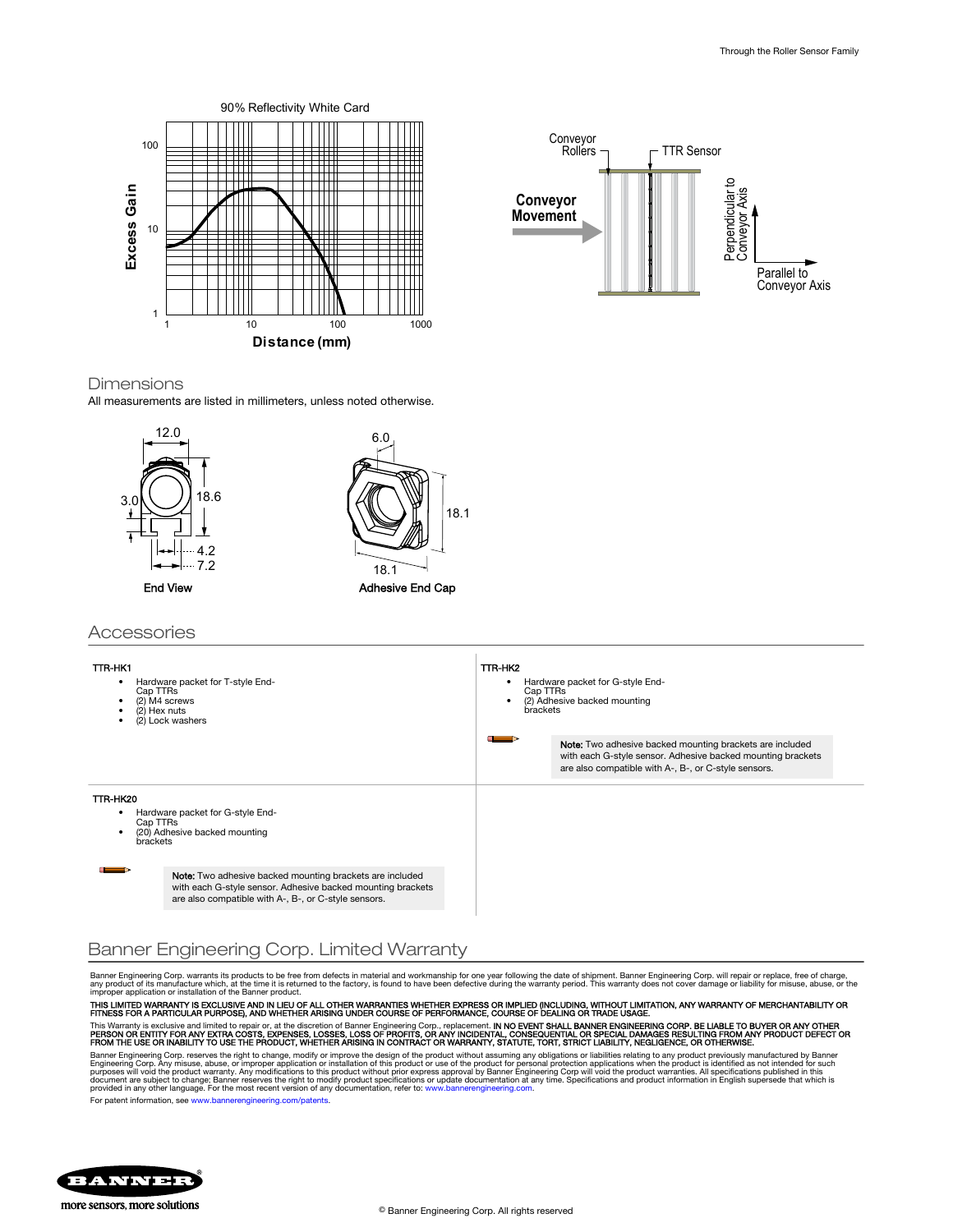90% Reflectivity White Card

Excess Gain

100

10

1

1

10

100

1000

Distance (mm)

Conveyor Rollers

TTR Sensor

Conveyor Movement

Perpendicular to Conveyor Axis

Parallel to Conveyor Axis

## Dimensions

All measurements are listed in millimeters, unless noted otherwise.

12.0

3.0

18.6

4.2

7.2

End View

6.0

18.1

18.1

Adhesive End Cap

## Accessories

**TTR-HK1**

- Hardware packet for T-style End-Cap TTRs
- (2) M4 screws
- (2) Hex nuts
- (2) Lock washers

**TTR-HK2**

- Hardware packet for G-style End-Cap TTRs
- (2) Adhesive backed mounting brackets

**Note:** Two adhesive backed mounting brackets are included with each G-style sensor. Adhesive backed mounting brackets are also compatible with A-, B-, or C-style sensors.

**TTR-HK20**

- Hardware packet for G-style End-Cap TTRs
- (20) Adhesive backed mounting brackets

**Note:** Two adhesive backed mounting brackets are included with each G-style sensor. Adhesive backed mounting brackets are also compatible with A-, B-, or C-style sensors.

## Banner Engineering Corp. Limited Warranty

Banner Engineering Corp. warrants its products to be free from defects in material and workmanship for one year following the date of shipment. Banner Engineering Corp. will repair or replace, free of charge, any product of its manufacture which, at the time it is returned to the factory, is found to have been defective during the warranty period. This warranty does not cover damage or liability for misuse, abuse, or the improper application or installation of the Banner product.

THIS LIMITED WARRANTY IS EXCLUSIVE AND IN LIEU OF ALL OTHER WARRANTIES WHETHER EXPRESS OR IMPLIED (INCLUDING, WITHOUT LIMITATION, ANY WARRANTY OF MERCHANTABILITY OR FITNESS FOR A PARTICULAR PURPOSE), AND WHETHER ARISING UNDER COURSE OF PERFORMANCE, COURSE OF DEALING OR TRADE USAGE.

This Warranty is exclusive and limited to repair or, at the discretion of Banner Engineering Corp., replacement. IN NO EVENT SHALL BANNER ENGINEERING CORP. BE LIABLE TO BUYER OR ANY OTHER PERSON OR ENTITY FOR ANY EXTRA COSTS, EXPENSES, LOSSES, LOSS OF PROFITS, OR ANY INCIDENTAL, CONSEQUENTIAL OR SPECIAL DAMAGES RESULTING FROM ANY PRODUCT DEFECT OR FROM THE USE OR INABILITY TO USE THE PRODUCT, WHETHER ARISING IN CONTRACT OR WARRANTY, STATUTE, TORT, STRICT LIABILITY, NEGLIGENCE, OR OTHERWISE.

Banner Engineering Corp. reserves the right to change, modify or improve the design of the product without assuming any obligations or liabilities relating to any product previously manufactured by Banner Engineering Corp. Any misuse, abuse, or improper application or installation of this product or use of the product for personal protection applications when the product is identified as not intended for such purposes will void the product warranty. Any modifications to this product without prior express approval by Banner Engineering Corp will void the product warranties. All specifications published in this document are subject to change; Banner reserves the right to modify product specifications or update documentation at any time. Specifications and product information in English supersede that which is provided in any other language. For the most recent version of any documentation, refer to: www.bannerengineering.com.

For patent information, see www.bannerengineering.com/patents.

more sensors, more solutions

© Banner Engineering Corp. All rights reserved